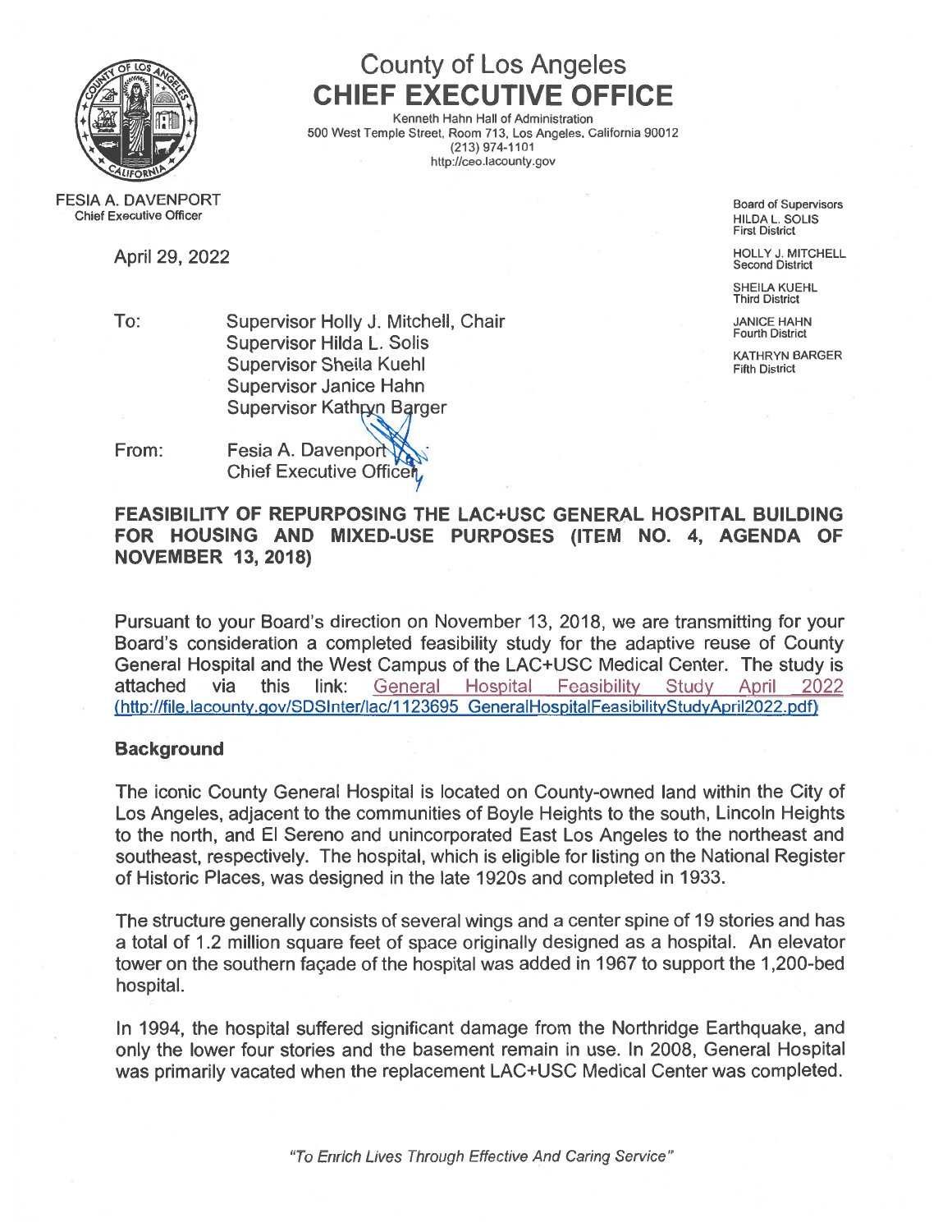# County of Los Angeles
# CHIEF EXECUTIVE OFFICE

Kenneth Hahn Hall of Administration
500 West Temple Street, Room 713, Los Angeles, California 90012
(213) 974-1101
http://ceo.lacounty.gov

FESIA A. DAVENPORT
Chief Executive Officer

Board of Supervisors
HILDA L. SOLIS
First District

HOLLY J. MITCHELL
Second District

SHEILA KUEHL
Third District

JANICE HAHN
Fourth District

KATHRYN BARGER
Fifth District

April 29, 2022

To: Supervisor Holly J. Mitchell, Chair
Supervisor Hilda L. Solis
Supervisor Sheila Kuehl
Supervisor Janice Hahn
Supervisor Kathryn Barger

From: Fesia A. Davenport
Chief Executive Officer

**FEASIBILITY OF REPURPOSING THE LAC+USC GENERAL HOSPITAL BUILDING FOR HOUSING AND MIXED-USE PURPOSES (ITEM NO. 4, AGENDA OF NOVEMBER 13, 2018)**

Pursuant to your Board's direction on November 13, 2018, we are transmitting for your Board's consideration a completed feasibility study for the adaptive reuse of County General Hospital and the West Campus of the LAC+USC Medical Center. The study is attached via this link: [General Hospital Feasibility Study April 2022 (http://file.lacounty.gov/SDSInter/lac/1123695_GeneralHospitalFeasibilityStudyApril2022.pdf)](http://file.lacounty.gov/SDSInter/lac/1123695_GeneralHospitalFeasibilityStudyApril2022.pdf)

## Background

The iconic County General Hospital is located on County-owned land within the City of Los Angeles, adjacent to the communities of Boyle Heights to the south, Lincoln Heights to the north, and El Sereno and unincorporated East Los Angeles to the northeast and southeast, respectively. The hospital, which is eligible for listing on the National Register of Historic Places, was designed in the late 1920s and completed in 1933.

The structure generally consists of several wings and a center spine of 19 stories and has a total of 1.2 million square feet of space originally designed as a hospital. An elevator tower on the southern façade of the hospital was added in 1967 to support the 1,200-bed hospital.

In 1994, the hospital suffered significant damage from the Northridge Earthquake, and only the lower four stories and the basement remain in use. In 2008, General Hospital was primarily vacated when the replacement LAC+USC Medical Center was completed.

*"To Enrich Lives Through Effective And Caring Service"*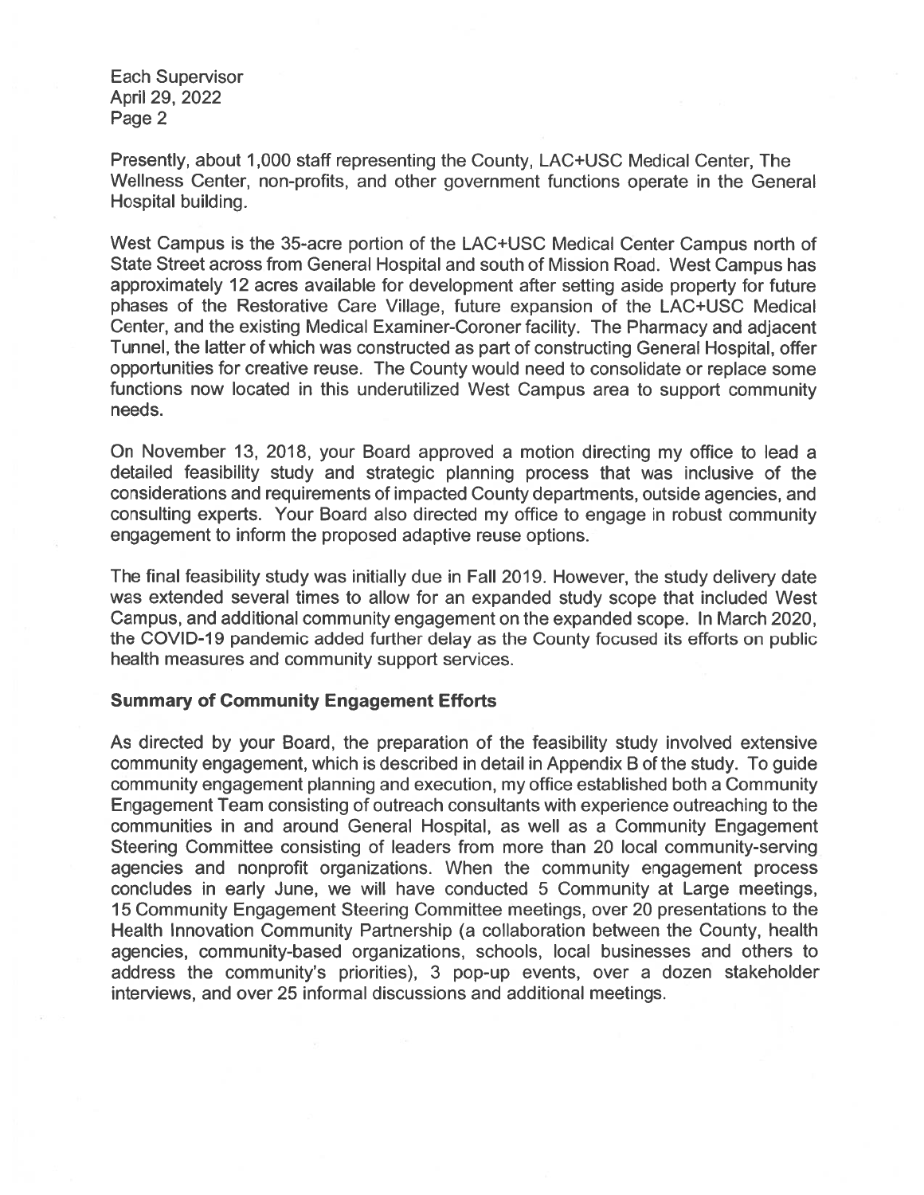Presently, about 1,000 staff representing the County, LAC+USC Medical Center, The Wellness Center, non-profits, and other government functions operate in the General Hospital building.

West Campus is the 35-acre portion of the LAC+USC Medical Center Campus north of State Street across from General Hospital and south of Mission Road. West Campus has approximately 12 acres available for development after setting aside property for future phases of the Restorative Care Village, future expansion of the LAC+USC Medical Center, and the existing Medical Examiner-Coroner facility. The Pharmacy and adjacent Tunnel, the latter of which was constructed as part of constructing General Hospital, offer opportunities for creative reuse. The County would need to consolidate or replace some functions now located in this underutilized West Campus area to support community needs.

On November 13, 2018, your Board approved a motion directing my office to lead a detailed feasibility study and strategic planning process that was inclusive of the considerations and requirements of impacted County departments, outside agencies, and consulting experts. Your Board also directed my office to engage in robust community engagement to inform the proposed adaptive reuse options.

The final feasibility study was initially due in Fall 2019. However, the study delivery date was extended several times to allow for an expanded study scope that included West Campus, and additional community engagement on the expanded scope. In March 2020, the COVID-19 pandemic added further delay as the County focused its efforts on public health measures and community support services.

**Summary of Community Engagement Efforts**

As directed by your Board, the preparation of the feasibility study involved extensive community engagement, which is described in detail in Appendix B of the study. To guide community engagement planning and execution, my office established both a Community Engagement Team consisting of outreach consultants with experience outreaching to the communities in and around General Hospital, as well as a Community Engagement Steering Committee consisting of leaders from more than 20 local community-serving agencies and nonprofit organizations. When the community engagement process concludes in early June, we will have conducted 5 Community at Large meetings, 15 Community Engagement Steering Committee meetings, over 20 presentations to the Health Innovation Community Partnership (a collaboration between the County, health agencies, community-based organizations, schools, local businesses and others to address the community's priorities), 3 pop-up events, over a dozen stakeholder interviews, and over 25 informal discussions and additional meetings.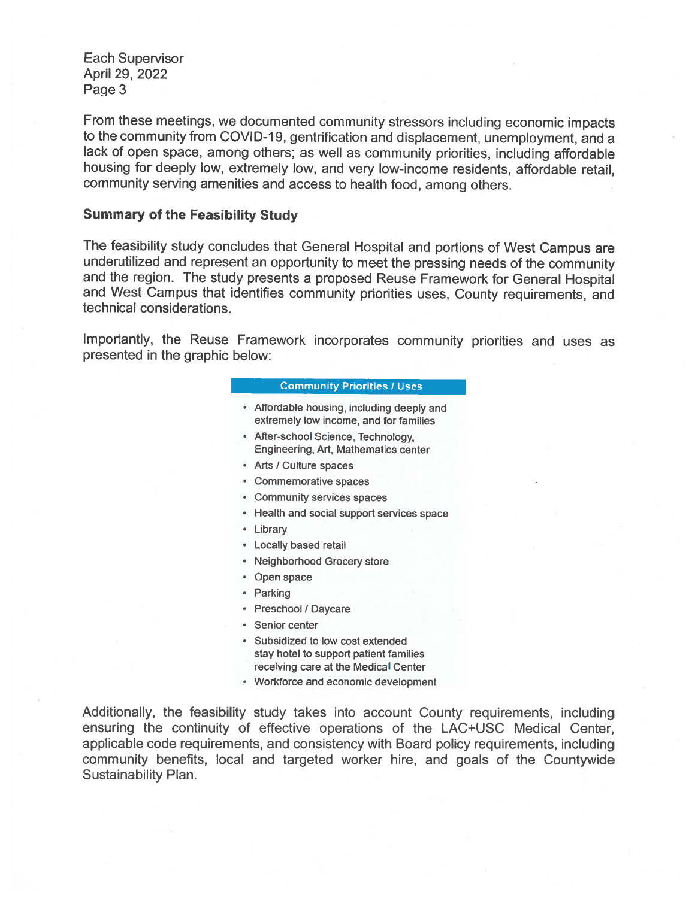From these meetings, we documented community stressors including economic impacts to the community from COVID-19, gentrification and displacement, unemployment, and a lack of open space, among others; as well as community priorities, including affordable housing for deeply low, extremely low, and very low-income residents, affordable retail, community serving amenities and access to health food, among others.

**Summary of the Feasibility Study**

The feasibility study concludes that General Hospital and portions of West Campus are underutilized and represent an opportunity to meet the pressing needs of the community and the region. The study presents a proposed Reuse Framework for General Hospital and West Campus that identifies community priorities uses, County requirements, and technical considerations.

Importantly, the Reuse Framework incorporates community priorities and uses as presented in the graphic below:

**Community Priorities / Uses**

- Affordable housing, including deeply and extremely low income, and for families
- After-school Science, Technology, Engineering, Art, Mathematics center
- Arts / Culture spaces
- Commemorative spaces
- Community services spaces
- Health and social support services space
- Library
- Locally based retail
- Neighborhood Grocery store
- Open space
- Parking
- Preschool / Daycare
- Senior center
- Subsidized to low cost extended stay hotel to support patient families receiving care at the Medical Center
- Workforce and economic development

Additionally, the feasibility study takes into account County requirements, including ensuring the continuity of effective operations of the LAC+USC Medical Center, applicable code requirements, and consistency with Board policy requirements, including community benefits, local and targeted worker hire, and goals of the Countywide Sustainability Plan.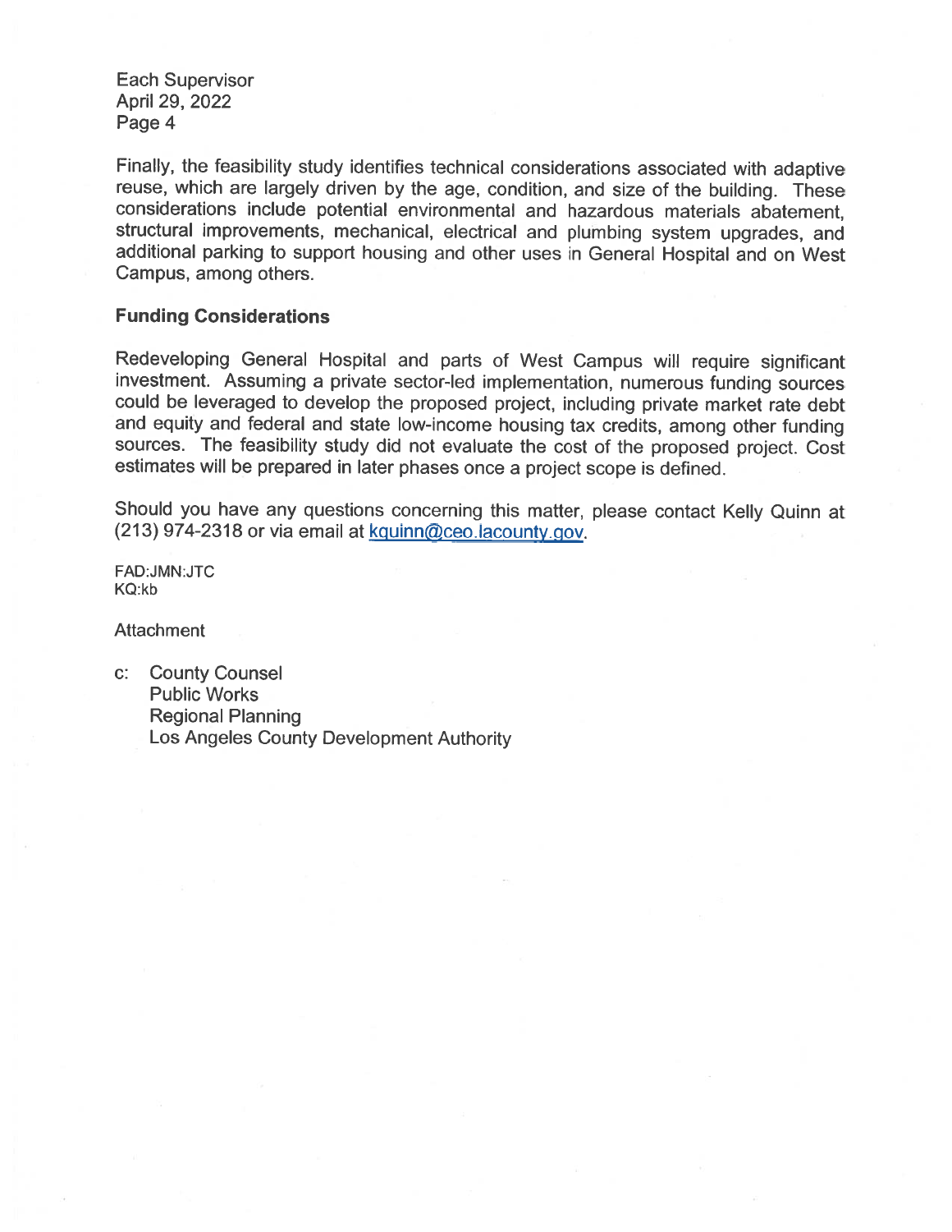Finally, the feasibility study identifies technical considerations associated with adaptive reuse, which are largely driven by the age, condition, and size of the building. These considerations include potential environmental and hazardous materials abatement, structural improvements, mechanical, electrical and plumbing system upgrades, and additional parking to support housing and other uses in General Hospital and on West Campus, among others.

**Funding Considerations**

Redeveloping General Hospital and parts of West Campus will require significant investment. Assuming a private sector-led implementation, numerous funding sources could be leveraged to develop the proposed project, including private market rate debt and equity and federal and state low-income housing tax credits, among other funding sources. The feasibility study did not evaluate the cost of the proposed project. Cost estimates will be prepared in later phases once a project scope is defined.

Should you have any questions concerning this matter, please contact Kelly Quinn at (213) 974-2318 or via email at kquinn@ceo.lacounty.gov.

FAD:JMN:JTC
KQ:kb

Attachment

c: County Counsel
Public Works
Regional Planning
Los Angeles County Development Authority